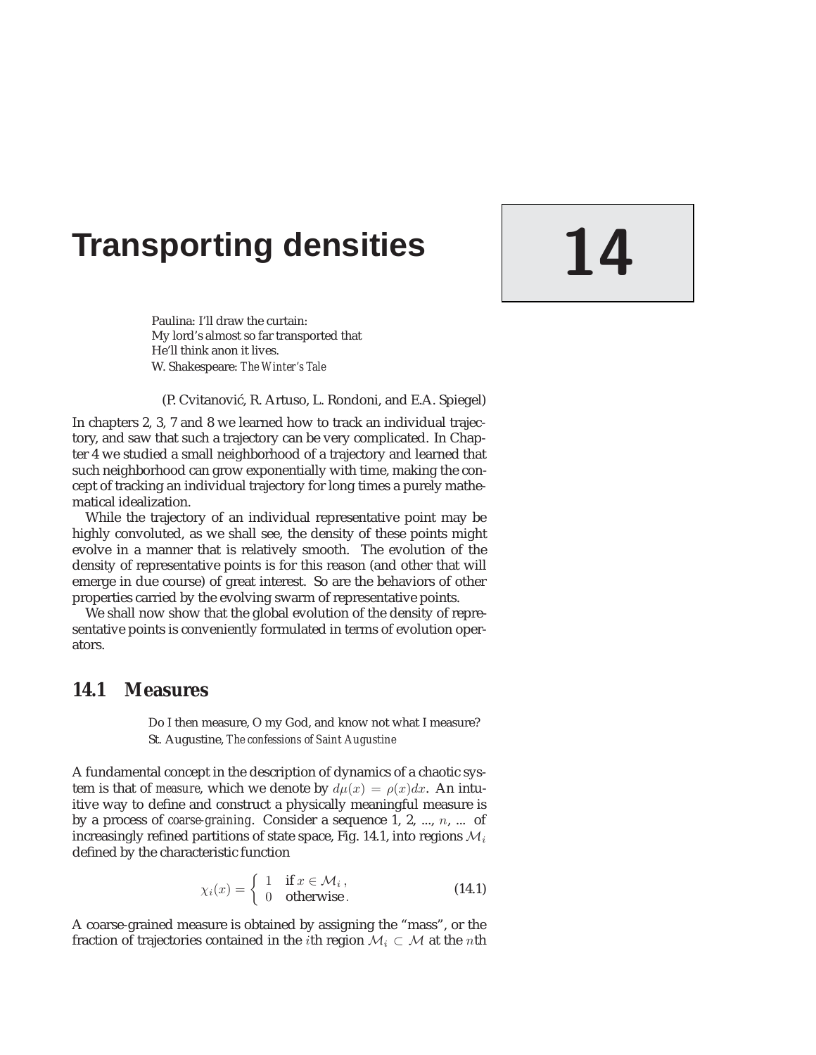# Transporting densities

**14**

> Paulina: I'll draw the curtain:
> My lord's almost so far transported that
> He'll think anon it lives.
> W. Shakespeare: *The Winter's Tale*

(P. Cvitanović, R. Artuso, L. Rondoni, and E.A. Spiegel)

In chapters 2, 3, 7 and 8 we learned how to track an individual trajectory, and saw that such a trajectory can be very complicated. In Chapter 4 we studied a small neighborhood of a trajectory and learned that such neighborhood can grow exponentially with time, making the concept of tracking an individual trajectory for long times a purely mathematical idealization.

While the trajectory of an individual representative point may be highly convoluted, as we shall see, the density of these points might evolve in a manner that is relatively smooth. The evolution of the density of representative points is for this reason (and other that will emerge in due course) of great interest. So are the behaviors of other properties carried by the evolving swarm of representative points.

We shall now show that the global evolution of the density of representative points is conveniently formulated in terms of evolution operators.

## 14.1 Measures

> Do I then measure, O my God, and know not what I measure?
> St. Augustine, *The confessions of Saint Augustine*

A fundamental concept in the description of dynamics of a chaotic system is that of *measure*, which we denote by $d\mu(x) = \rho(x)dx$. An intuitive way to define and construct a physically meaningful measure is by a process of *coarse-graining*. Consider a sequence 1, 2, ..., $n$, ... of increasingly refined partitions of state space, Fig. 14.1, into regions $\mathcal{M}_i$ defined by the characteristic function

$$\chi_i(x) = \begin{cases} 1 & \text{if } x \in \mathcal{M}_i\,, \\ 0 & \text{otherwise}\,. \end{cases} \tag{14.1}$$

A coarse-grained measure is obtained by assigning the "mass", or the fraction of trajectories contained in the $i$th region $\mathcal{M}_i \subset \mathcal{M}$ at the $n$th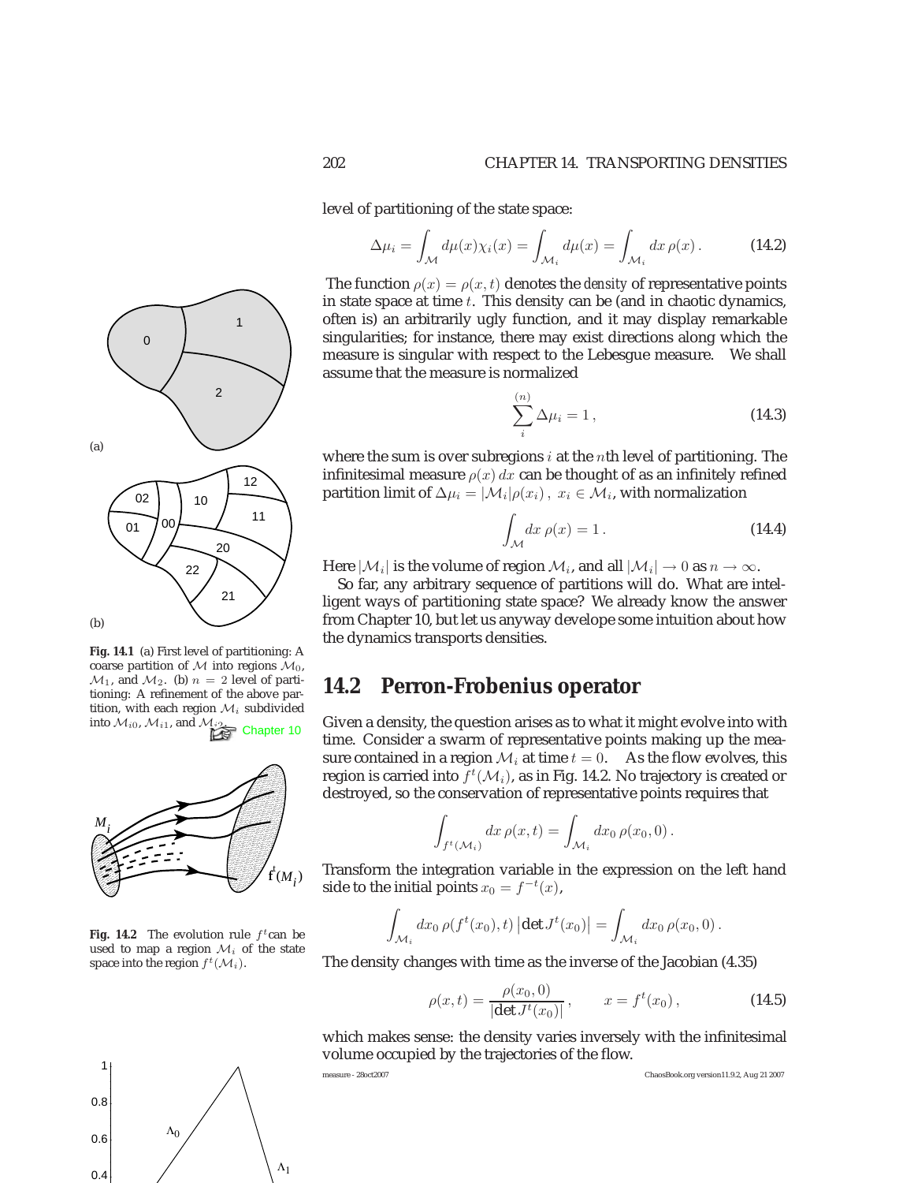level of partitioning of the state space:

$$\Delta\mu_i = \int_{\mathcal{M}} d\mu(x)\chi_i(x) = \int_{\mathcal{M}_i} d\mu(x) = \int_{\mathcal{M}_i} dx\, \rho(x) \,. \tag{14.2}$$

The function $\rho(x) = \rho(x,t)$ denotes the *density* of representative points in state space at time $t$. This density can be (and in chaotic dynamics, often is) an arbitrarily ugly function, and it may display remarkable singularities; for instance, there may exist directions along which the measure is singular with respect to the Lebesgue measure. We shall assume that the measure is normalized

$$\sum_i^{(n)} \Delta\mu_i = 1 \,, \tag{14.3}$$

where the sum is over subregions $i$ at the $n$th level of partitioning. The infinitesimal measure $\rho(x)\,dx$ can be thought of as an infinitely refined partition limit of $\Delta\mu_i = |\mathcal{M}_i|\rho(x_i)\,,\ x_i \in \mathcal{M}_i$, with normalization

$$\int_{\mathcal{M}} dx\, \rho(x) = 1 \,. \tag{14.4}$$

Here $|\mathcal{M}_i|$ is the volume of region $\mathcal{M}_i$, and all $|\mathcal{M}_i| \to 0$ as $n \to \infty$.

So far, any arbitrary sequence of partitions will do. What are intelligent ways of partitioning state space? We already know the answer from Chapter 10, but let us anyway develope some intuition about how the dynamics transports densities.

**Fig. 14.1** (a) First level of partitioning: A coarse partition of $\mathcal{M}$ into regions $\mathcal{M}_0$, $\mathcal{M}_1$, and $\mathcal{M}_2$. (b) $n = 2$ level of partitioning: A refinement of the above partition, with each region $\mathcal{M}_i$ subdivided into $\mathcal{M}_{i0}$, $\mathcal{M}_{i1}$, and $\mathcal{M}_{i2}$.

Chapter 10

## 14.2 Perron-Frobenius operator

Given a density, the question arises as to what it might evolve into with time. Consider a swarm of representative points making up the measure contained in a region $\mathcal{M}_i$ at time $t = 0$. As the flow evolves, this region is carried into $f^t(\mathcal{M}_i)$, as in Fig. 14.2. No trajectory is created or destroyed, so the conservation of representative points requires that

$$\int_{f^t(\mathcal{M}_i)} dx\, \rho(x,t) = \int_{\mathcal{M}_i} dx_0\, \rho(x_0, 0) \,.$$

Transform the integration variable in the expression on the left hand side to the initial points $x_0 = f^{-t}(x)$,

$$\int_{\mathcal{M}_i} dx_0\, \rho(f^t(x_0), t) \left|\det J^t(x_0)\right| = \int_{\mathcal{M}_i} dx_0\, \rho(x_0, 0) \,.$$

The density changes with time as the inverse of the Jacobian (4.35)

$$\rho(x,t) = \frac{\rho(x_0, 0)}{|\det J^t(x_0)|} \,, \qquad x = f^t(x_0) \,, \tag{14.5}$$

which makes sense: the density varies inversely with the infinitesimal volume occupied by the trajectories of the flow.

**Fig. 14.2** The evolution rule $f^t$ can be used to map a region $\mathcal{M}_i$ of the state space into the region $f^t(\mathcal{M}_i)$.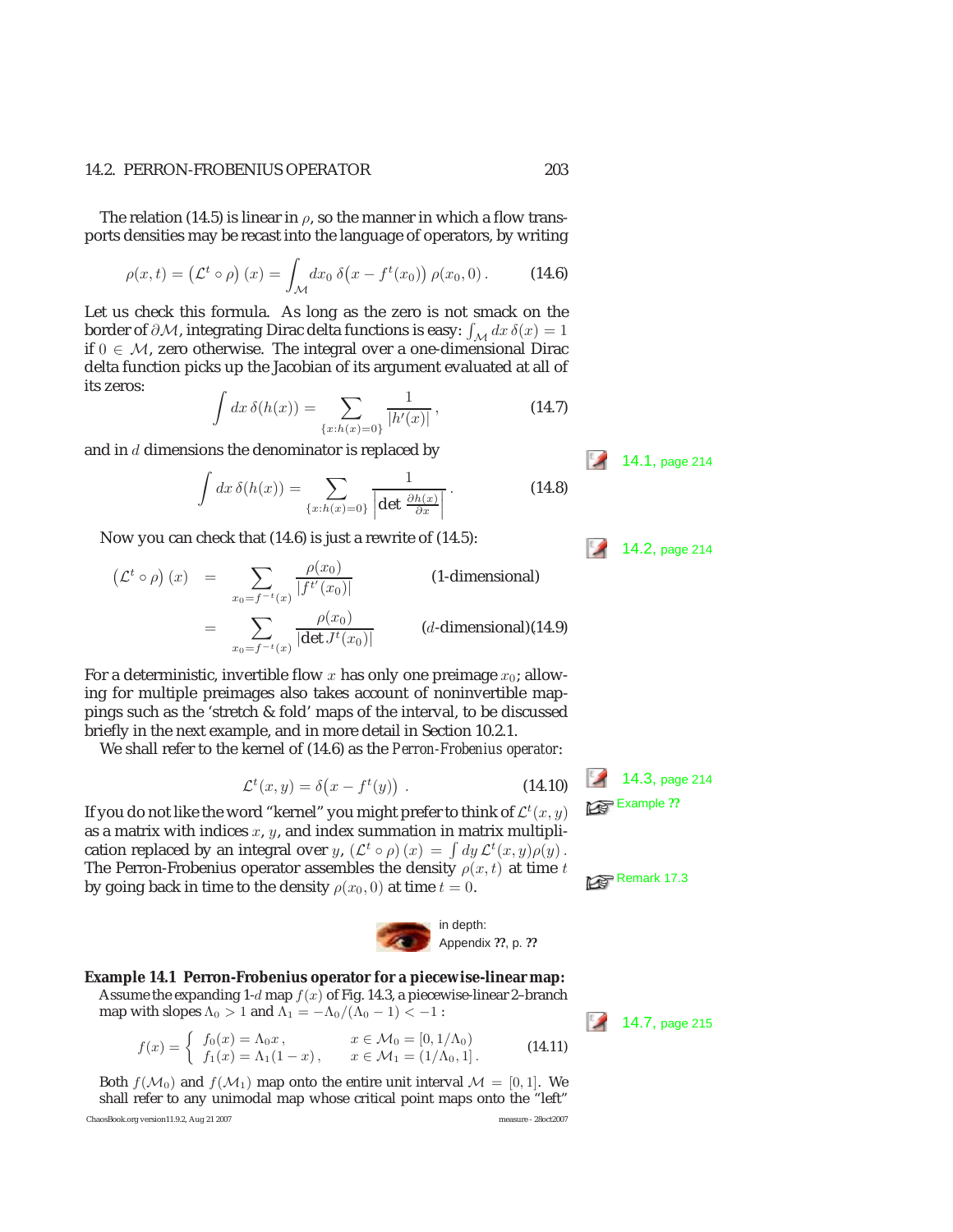The relation (14.5) is linear in $\rho$, so the manner in which a flow transports densities may be recast into the language of operators, by writing

$$\rho(x,t) = \left(\mathcal{L}^t \circ \rho\right)(x) = \int_{\mathcal{M}} dx_0\, \delta\big(x - f^t(x_0)\big)\, \rho(x_0, 0)\,. \qquad (14.6)$$

Let us check this formula. As long as the zero is not smack on the border of $\partial\mathcal{M}$, integrating Dirac delta functions is easy: $\int_{\mathcal{M}} dx\, \delta(x) = 1$ if $0 \in \mathcal{M}$, zero otherwise. The integral over a one-dimensional Dirac delta function picks up the Jacobian of its argument evaluated at all of its zeros:

$$\int dx\, \delta(h(x)) = \sum_{\{x:h(x)=0\}} \frac{1}{|h'(x)|}\,, \qquad (14.7)$$

and in $d$ dimensions the denominator is replaced by

14.1, page 214

$$\int dx\, \delta(h(x)) = \sum_{\{x:h(x)=0\}} \frac{1}{\left|\det \frac{\partial h(x)}{\partial x}\right|}\,. \qquad (14.8)$$

Now you can check that (14.6) is just a rewrite of (14.5):

14.2, page 214

$$\begin{aligned}
\left(\mathcal{L}^t \circ \rho\right)(x) &= \sum_{x_0 = f^{-t}(x)} \frac{\rho(x_0)}{|f^{t\prime}(x_0)|} && \text{(1-dimensional)} \\
&= \sum_{x_0 = f^{-t}(x)} \frac{\rho(x_0)}{|\det J^t(x_0)|} && (d\text{-dimensional}) \qquad (14.9)
\end{aligned}$$

For a deterministic, invertible flow $x$ has only one preimage $x_0$; allowing for multiple preimages also takes account of noninvertible mappings such as the 'stretch & fold' maps of the interval, to be discussed briefly in the next example, and in more detail in Section 10.2.1.

We shall refer to the kernel of (14.6) as the *Perron-Frobenius operator*:

$$\mathcal{L}^t(x,y) = \delta\big(x - f^t(y)\big)\,. \qquad (14.10)$$

14.3, page 214

Example ??

If you do not like the word "kernel" you might prefer to think of $\mathcal{L}^t(x,y)$ as a matrix with indices $x$, $y$, and index summation in matrix multiplication replaced by an integral over $y$, $\left(\mathcal{L}^t \circ \rho\right)(x) = \int dy\, \mathcal{L}^t(x,y)\rho(y)$. The Perron-Frobenius operator assembles the density $\rho(x,t)$ at time $t$ by going back in time to the density $\rho(x_0, 0)$ at time $t = 0$.

Remark 17.3

in depth:
Appendix ??, p. ??

**Example 14.1 Perron-Frobenius operator for a piecewise-linear map:** Assume the expanding 1-$d$ map $f(x)$ of Fig. 14.3, a piecewise-linear 2–branch map with slopes $\Lambda_0 > 1$ and $\Lambda_1 = -\Lambda_0/(\Lambda_0 - 1) < -1$ :

14.7, page 215

$$f(x) = \begin{cases} f_0(x) = \Lambda_0 x\,, & x \in \mathcal{M}_0 = [0, 1/\Lambda_0) \\ f_1(x) = \Lambda_1(1-x)\,, & x \in \mathcal{M}_1 = (1/\Lambda_0, 1]\,. \end{cases} \qquad (14.11)$$

Both $f(\mathcal{M}_0)$ and $f(\mathcal{M}_1)$ map onto the entire unit interval $\mathcal{M} = [0,1]$. We shall refer to any unimodal map whose critical point maps onto the "left"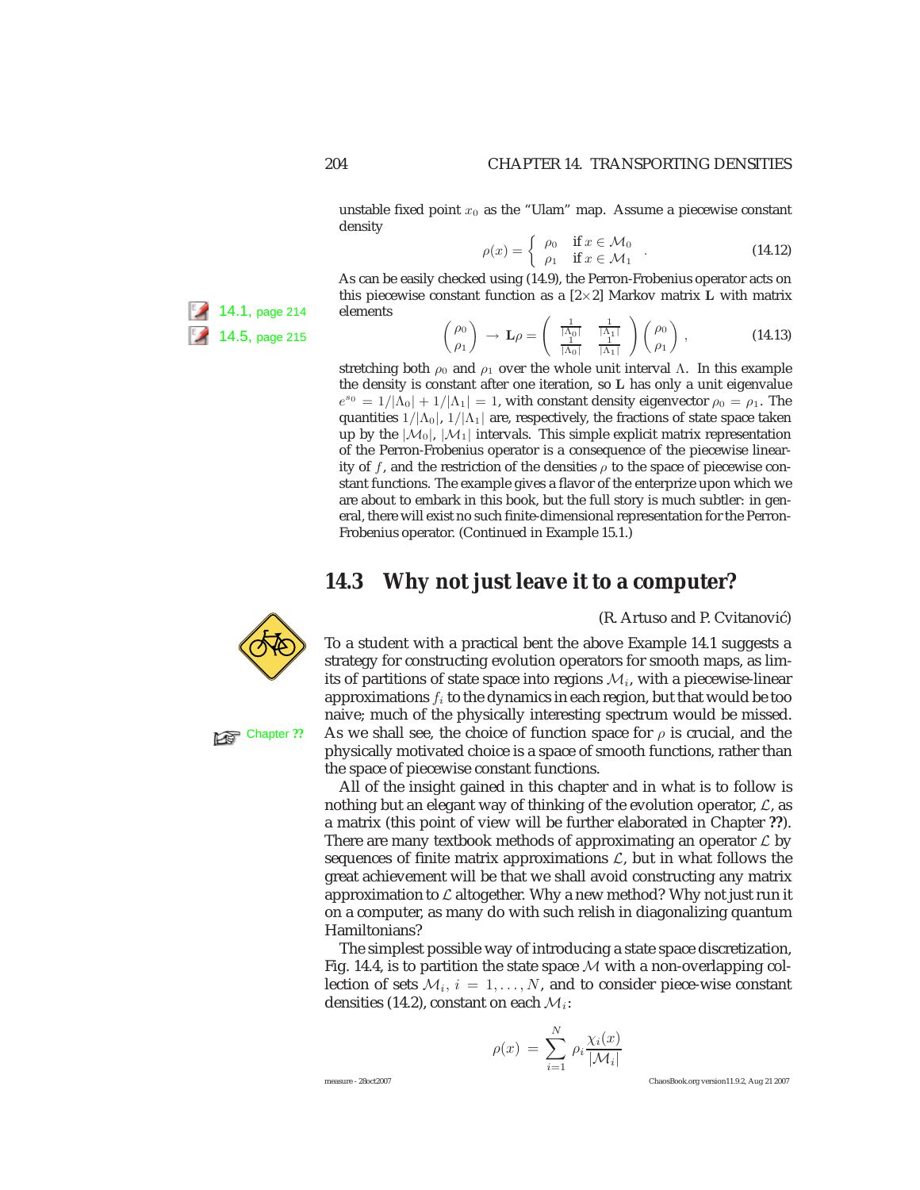unstable fixed point $x_0$ as the "Ulam" map. Assume a piecewise constant density

$$\rho(x) = \begin{cases} \rho_0 & \text{if } x \in \mathcal{M}_0 \\ \rho_1 & \text{if } x \in \mathcal{M}_1 \end{cases} . \tag{14.12}$$

As can be easily checked using (14.9), the Perron-Frobenius operator acts on this piecewise constant function as a [2×2] Markov matrix $\mathbf{L}$ with matrix elements

14.1, page 214
14.5, page 215

$$\begin{pmatrix} \rho_0 \\ \rho_1 \end{pmatrix} \to \mathbf{L}\rho = \begin{pmatrix} \frac{1}{|\Lambda_0|} & \frac{1}{|\Lambda_1|} \\ \frac{1}{|\Lambda_0|} & \frac{1}{|\Lambda_1|} \end{pmatrix} \begin{pmatrix} \rho_0 \\ \rho_1 \end{pmatrix} , \tag{14.13}$$

stretching both $\rho_0$ and $\rho_1$ over the whole unit interval $\Lambda$. In this example the density is constant after one iteration, so $\mathbf{L}$ has only a unit eigenvalue $e^{s_0} = 1/|\Lambda_0| + 1/|\Lambda_1| = 1$, with constant density eigenvector $\rho_0 = \rho_1$. The quantities $1/|\Lambda_0|$, $1/|\Lambda_1|$ are, respectively, the fractions of state space taken up by the $|\mathcal{M}_0|$, $|\mathcal{M}_1|$ intervals. This simple explicit matrix representation of the Perron-Frobenius operator is a consequence of the piecewise linearity of $f$, and the restriction of the densities $\rho$ to the space of piecewise constant functions. The example gives a flavor of the enterprize upon which we are about to embark in this book, but the full story is much subtler: in general, there will exist no such finite-dimensional representation for the Perron-Frobenius operator. (Continued in Example 15.1.)

## 14.3 Why not just leave it to a computer?

(R. Artuso and P. Cvitanović)

To a student with a practical bent the above Example 14.1 suggests a strategy for constructing evolution operators for smooth maps, as limits of partitions of state space into regions $\mathcal{M}_i$, with a piecewise-linear approximations $f_i$ to the dynamics in each region, but that would be too naive; much of the physically interesting spectrum would be missed. As we shall see, the choice of function space for $\rho$ is crucial, and the physically motivated choice is a space of smooth functions, rather than the space of piecewise constant functions.

Chapter ??

All of the insight gained in this chapter and in what is to follow is nothing but an elegant way of thinking of the evolution operator, $\mathcal{L}$, as a matrix (this point of view will be further elaborated in Chapter **??**). There are many textbook methods of approximating an operator $\mathcal{L}$ by sequences of finite matrix approximations $\mathcal{L}$, but in what follows the great achievement will be that we shall avoid constructing any matrix approximation to $\mathcal{L}$ altogether. Why a new method? Why not just run it on a computer, as many do with such relish in diagonalizing quantum Hamiltonians?

The simplest possible way of introducing a state space discretization, Fig. 14.4, is to partition the state space $\mathcal{M}$ with a non-overlapping collection of sets $\mathcal{M}_i$, $i = 1, \ldots, N$, and to consider piece-wise constant densities (14.2), constant on each $\mathcal{M}_i$:

$$\rho(x) = \sum_{i=1}^{N} \rho_i \frac{\chi_i(x)}{|\mathcal{M}_i|}$$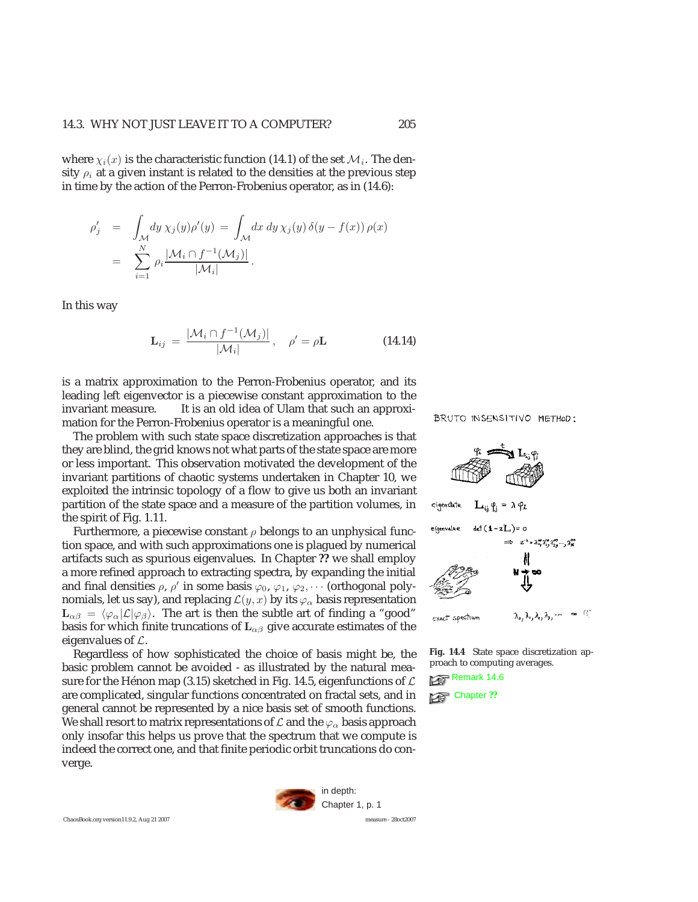where $\chi_i(x)$ is the characteristic function (14.1) of the set $\mathcal{M}_i$. The density $\rho_i$ at a given instant is related to the densities at the previous step in time by the action of the Perron-Frobenius operator, as in (14.6):

$$
\begin{aligned}
\rho'_j &= \int_{\mathcal{M}} dy\, \chi_j(y)\rho'(y) = \int_{\mathcal{M}} dx\, dy\, \chi_j(y)\, \delta(y - f(x))\, \rho(x) \\
&= \sum_{i=1}^{N} \rho_i \frac{|\mathcal{M}_i \cap f^{-1}(\mathcal{M}_j)|}{|\mathcal{M}_i|}\,.
\end{aligned}
$$

In this way

$$
\mathbf{L}_{ij} = \frac{|\mathcal{M}_i \cap f^{-1}(\mathcal{M}_j)|}{|\mathcal{M}_i|}\,, \quad \rho' = \rho \mathbf{L} \tag{14.14}
$$

is a matrix approximation to the Perron-Frobenius operator, and its leading left eigenvector is a piecewise constant approximation to the invariant measure. It is an old idea of Ulam that such an approximation for the Perron-Frobenius operator is a meaningful one.

The problem with such state space discretization approaches is that they are blind, the grid knows not what parts of the state space are more or less important. This observation motivated the development of the invariant partitions of chaotic systems undertaken in Chapter 10, we exploited the intrinsic topology of a flow to give us both an invariant partition of the state space and a measure of the partition volumes, in the spirit of Fig. 1.11.

Furthermore, a piecewise constant $\rho$ belongs to an unphysical function space, and with such approximations one is plagued by numerical artifacts such as spurious eigenvalues. In Chapter **??** we shall employ a more refined approach to extracting spectra, by expanding the initial and final densities $\rho$, $\rho'$ in some basis $\varphi_0, \varphi_1, \varphi_2, \cdots$ (orthogonal polynomials, let us say), and replacing $\mathcal{L}(y, x)$ by its $\varphi_\alpha$ basis representation $\mathbf{L}_{\alpha\beta} = \langle \varphi_\alpha | \mathcal{L} | \varphi_\beta \rangle$. The art is then the subtle art of finding a "good" basis for which finite truncations of $\mathbf{L}_{\alpha\beta}$ give accurate estimates of the eigenvalues of $\mathcal{L}$.

Regardless of how sophisticated the choice of basis might be, the basic problem cannot be avoided - as illustrated by the natural measure for the Hénon map (3.15) sketched in Fig. 14.5, eigenfunctions of $\mathcal{L}$ are complicated, singular functions concentrated on fractal sets, and in general cannot be represented by a nice basis set of smooth functions. We shall resort to matrix representations of $\mathcal{L}$ and the $\varphi_\alpha$ basis approach only insofar this helps us prove that the spectrum that we compute is indeed the correct one, and that finite periodic orbit truncations do converge.

**Fig. 14.4** State space discretization approach to computing averages.

Remark 14.6

Chapter **??**

in depth:
Chapter 1, p. 1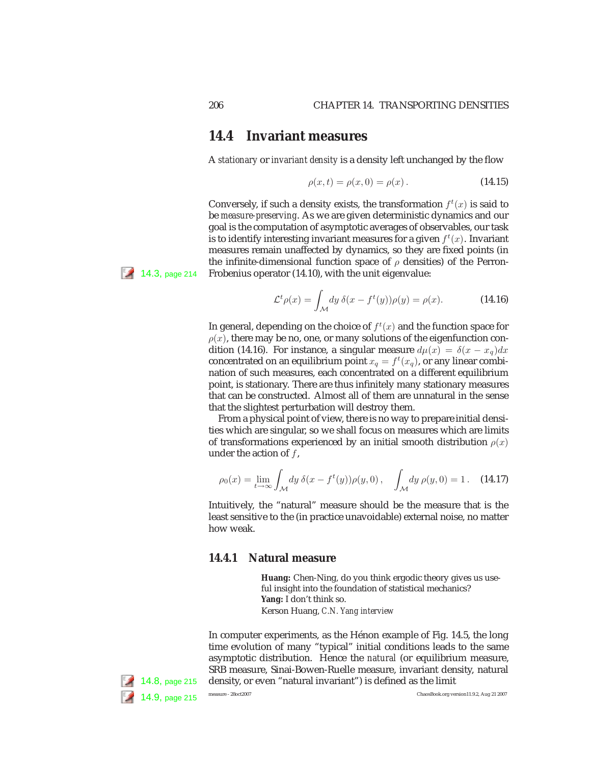## 14.4 Invariant measures

A *stationary* or *invariant density* is a density left unchanged by the flow

$$\rho(x,t) = \rho(x,0) = \rho(x)\,. \tag{14.15}$$

Conversely, if such a density exists, the transformation $f^t(x)$ is said to be *measure-preserving*. As we are given deterministic dynamics and our goal is the computation of asymptotic averages of observables, our task is to identify interesting invariant measures for a given $f^t(x)$. Invariant measures remain unaffected by dynamics, so they are fixed points (in the infinite-dimensional function space of $\rho$ densities) of the Perron-Frobenius operator (14.10), with the unit eigenvalue:

14.3, page 214

$$\mathcal{L}^t \rho(x) = \int_{\mathcal{M}} dy\, \delta(x - f^t(y))\rho(y) = \rho(x). \tag{14.16}$$

In general, depending on the choice of $f^t(x)$ and the function space for $\rho(x)$, there may be no, one, or many solutions of the eigenfunction condition (14.16). For instance, a singular measure $d\mu(x) = \delta(x - x_q)dx$ concentrated on an equilibrium point $x_q = f^t(x_q)$, or any linear combination of such measures, each concentrated on a different equilibrium point, is stationary. There are thus infinitely many stationary measures that can be constructed. Almost all of them are unnatural in the sense that the slightest perturbation will destroy them.

From a physical point of view, there is no way to prepare initial densities which are singular, so we shall focus on measures which are limits of transformations experienced by an initial smooth distribution $\rho(x)$ under the action of $f$,

$$\rho_0(x) = \lim_{t\to\infty} \int_{\mathcal{M}} dy\, \delta(x - f^t(y))\rho(y,0)\,, \quad \int_{\mathcal{M}} dy\, \rho(y,0) = 1\,. \tag{14.17}$$

Intuitively, the "natural" measure should be the measure that is the least sensitive to the (in practice unavoidable) external noise, no matter how weak.

### 14.4.1 Natural measure

> **Huang:** Chen-Ning, do you think ergodic theory gives us useful insight into the foundation of statistical mechanics?
> **Yang:** I don't think so.
> Kerson Huang, *C.N. Yang interview*

In computer experiments, as the Hénon example of Fig. 14.5, the long time evolution of many "typical" initial conditions leads to the same asymptotic distribution. Hence the *natural* (or equilibrium measure, SRB measure, Sinai-Bowen-Ruelle measure, invariant density, natural density, or even "natural invariant") is defined as the limit

14.8, page 215

14.9, page 215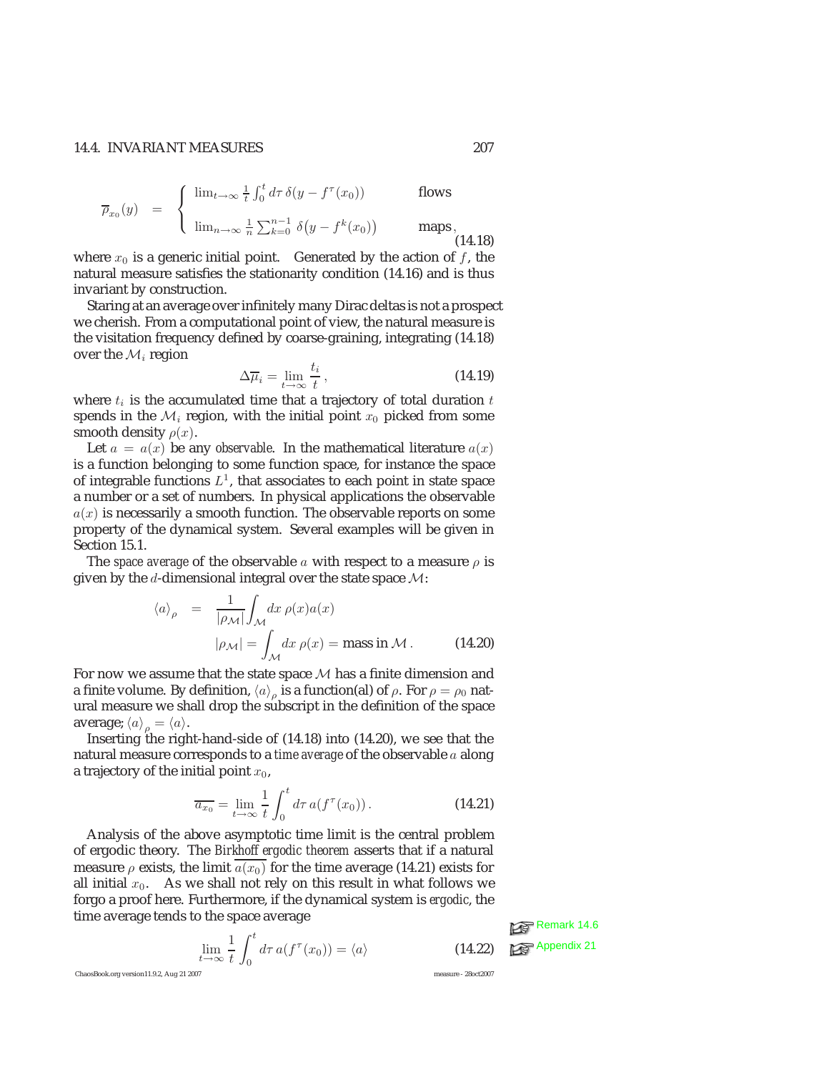$$
\overline{\rho}_{x_0}(y) = \begin{cases} \lim_{t\to\infty} \frac{1}{t}\int_0^t d\tau\, \delta(y - f^\tau(x_0)) & \text{flows} \\ \lim_{n\to\infty} \frac{1}{n}\sum_{k=0}^{n-1} \delta\big(y - f^k(x_0)\big) & \text{maps}\,, \end{cases} \tag{14.18}
$$

where $x_0$ is a generic initial point. Generated by the action of $f$, the natural measure satisfies the stationarity condition (14.16) and is thus invariant by construction.

Staring at an average over infinitely many Dirac deltas is not a prospect we cherish. From a computational point of view, the natural measure is the visitation frequency defined by coarse-graining, integrating (14.18) over the $\mathcal{M}_i$ region

$$
\Delta\overline{\mu}_i = \lim_{t\to\infty} \frac{t_i}{t}\,, \tag{14.19}
$$

where $t_i$ is the accumulated time that a trajectory of total duration $t$ spends in the $\mathcal{M}_i$ region, with the initial point $x_0$ picked from some smooth density $\rho(x)$.

Let $a = a(x)$ be any *observable*. In the mathematical literature $a(x)$ is a function belonging to some function space, for instance the space of integrable functions $L^1$, that associates to each point in state space a number or a set of numbers. In physical applications the observable $a(x)$ is necessarily a smooth function. The observable reports on some property of the dynamical system. Several examples will be given in Section 15.1.

The *space average* of the observable $a$ with respect to a measure $\rho$ is given by the $d$-dimensional integral over the state space $\mathcal{M}$:

$$
\begin{aligned}
\langle a \rangle_\rho &= \frac{1}{|\rho_\mathcal{M}|}\int_\mathcal{M} dx\, \rho(x) a(x) \\
&\qquad |\rho_\mathcal{M}| = \int_\mathcal{M} dx\, \rho(x) = \text{mass in } \mathcal{M}\,.
\end{aligned} \tag{14.20}
$$

For now we assume that the state space $\mathcal{M}$ has a finite dimension and a finite volume. By definition, $\langle a \rangle_\rho$ is a function(al) of $\rho$. For $\rho = \rho_0$ natural measure we shall drop the subscript in the definition of the space average; $\langle a \rangle_\rho = \langle a \rangle$.

Inserting the right-hand-side of (14.18) into (14.20), we see that the natural measure corresponds to a *time average* of the observable $a$ along a trajectory of the initial point $x_0$,

$$
\overline{a_{x_0}} = \lim_{t\to\infty} \frac{1}{t}\int_0^t d\tau\, a(f^\tau(x_0))\,. \tag{14.21}
$$

Analysis of the above asymptotic time limit is the central problem of ergodic theory. The *Birkhoff ergodic theorem* asserts that if a natural measure $\rho$ exists, the limit $\overline{a(x_0)}$ for the time average (14.21) exists for all initial $x_0$. As we shall not rely on this result in what follows we forgo a proof here. Furthermore, if the dynamical system is *ergodic*, the time average tends to the space average

Remark 14.6

$$
\lim_{t\to\infty} \frac{1}{t}\int_0^t d\tau\, a(f^\tau(x_0)) = \langle a \rangle \tag{14.22}
$$

Appendix 21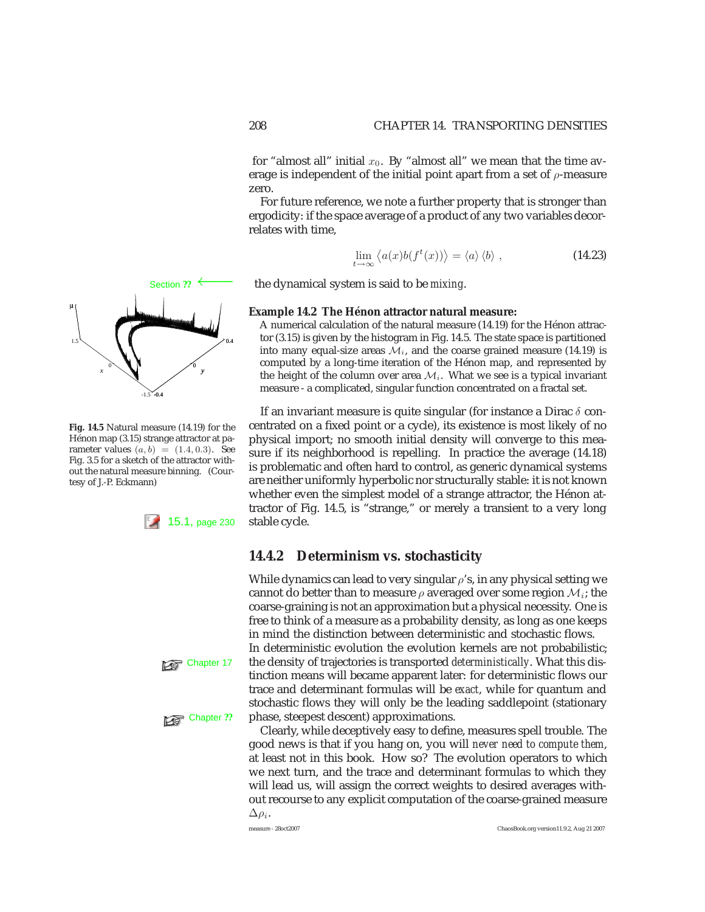for "almost all" initial $x_0$. By "almost all" we mean that the time average is independent of the initial point apart from a set of $\rho$-measure zero.

For future reference, we note a further property that is stronger than ergodicity: if the space average of a product of any two variables decorrelates with time,

$$\lim_{t\to\infty} \left\langle a(x)b(f^t(x))\right\rangle = \langle a\rangle \langle b\rangle \ , \tag{14.23}$$

Section ?? ⟵ the dynamical system is said to be *mixing*.

**Example 14.2 The Hénon attractor natural measure:**
A numerical calculation of the natural measure (14.19) for the Hénon attractor (3.15) is given by the histogram in Fig. 14.5. The state space is partitioned into many equal-size areas $\mathcal{M}_i$, and the coarse grained measure (14.19) is computed by a long-time iteration of the Hénon map, and represented by the height of the column over area $\mathcal{M}_i$. What we see is a typical invariant measure - a complicated, singular function concentrated on a fractal set.

**Fig. 14.5** Natural measure (14.19) for the Hénon map (3.15) strange attractor at parameter values $(a, b) = (1.4, 0.3)$. See Fig. 3.5 for a sketch of the attractor without the natural measure binning. (Courtesy of J.-P. Eckmann)

If an invariant measure is quite singular (for instance a Dirac $\delta$ concentrated on a fixed point or a cycle), its existence is most likely of no physical import; no smooth initial density will converge to this measure if its neighborhood is repelling. In practice the average (14.18) is problematic and often hard to control, as generic dynamical systems are neither uniformly hyperbolic nor structurally stable: it is not known whether even the simplest model of a strange attractor, the Hénon attractor of Fig. 14.5, is "strange," or merely a transient to a very long stable cycle.

15.1, page 230

## 14.4.2 Determinism vs. stochasticity

While dynamics can lead to very singular $\rho$'s, in any physical setting we cannot do better than to measure $\rho$ averaged over some region $\mathcal{M}_i$; the coarse-graining is not an approximation but a physical necessity. One is free to think of a measure as a probability density, as long as one keeps in mind the distinction between deterministic and stochastic flows. In deterministic evolution the evolution kernels are not probabilistic; the density of trajectories is transported *deterministically*. What this distinction means will became apparent later: for deterministic flows our trace and determinant formulas will be *exact*, while for quantum and stochastic flows they will only be the leading saddlepoint (stationary phase, steepest descent) approximations.

Chapter 17

Chapter ??

Clearly, while deceptively easy to define, measures spell trouble. The good news is that if you hang on, you will *never need to compute them*, at least not in this book. How so? The evolution operators to which we next turn, and the trace and determinant formulas to which they will lead us, will assign the correct weights to desired averages without recourse to any explicit computation of the coarse-grained measure $\Delta\rho_i$.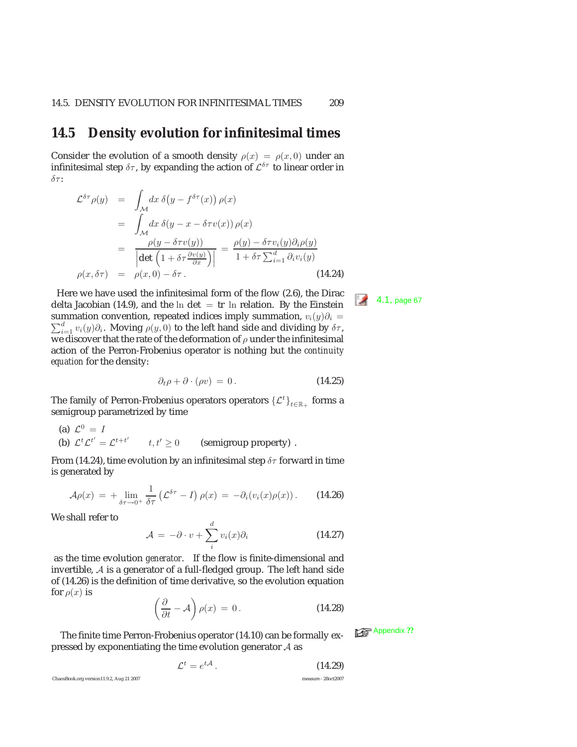## 14.5 Density evolution for infinitesimal times

Consider the evolution of a smooth density $\rho(x) = \rho(x, 0)$ under an infinitesimal step $\delta\tau$, by expanding the action of $\mathcal{L}^{\delta\tau}$ to linear order in $\delta\tau$:

$$
\begin{aligned}
\mathcal{L}^{\delta\tau}\rho(y) &= \int_{\mathcal{M}} dx\, \delta\big(y - f^{\delta\tau}(x)\big)\,\rho(x) \\
&= \int_{\mathcal{M}} dx\, \delta(y - x - \delta\tau v(x))\,\rho(x) \\
&= \frac{\rho(y - \delta\tau v(y))}{\left|\det\left(1 + \delta\tau \frac{\partial v(y)}{\partial x}\right)\right|} = \frac{\rho(y) - \delta\tau v_i(y)\partial_i\rho(y)}{1 + \delta\tau\sum_{i=1}^{d}\partial_i v_i(y)} \\
\rho(x, \delta\tau) &= \rho(x, 0) - \delta\tau\,. 
\end{aligned} \tag{14.24}
$$

Here we have used the infinitesimal form of the flow (2.6), the Dirac delta Jacobian (14.9), and the $\ln \det = \operatorname{tr} \ln$ relation. By the Einstein summation convention, repeated indices imply summation, $v_i(y)\partial_i = \sum_{i=1}^{d} v_i(y)\partial_i$. Moving $\rho(y, 0)$ to the left hand side and dividing by $\delta\tau$, we discover that the rate of the deformation of $\rho$ under the infinitesimal action of the Perron-Frobenius operator is nothing but the *continuity equation* for the density:

4.1, page 67

$$
\partial_t\rho + \partial\cdot(\rho v) = 0\,. \tag{14.25}
$$

The family of Perron-Frobenius operators operators $\{\mathcal{L}^t\}_{t\in\mathbb{R}_+}$ forms a semigroup parametrized by time

(a) $\mathcal{L}^0 = I$

(b) $\mathcal{L}^t\mathcal{L}^{t'} = \mathcal{L}^{t+t'} \qquad t, t' \geq 0 \qquad$ (semigroup property) .

From (14.24), time evolution by an infinitesimal step $\delta\tau$ forward in time is generated by

$$
\mathcal{A}\rho(x) = +\lim_{\delta\tau\to 0^+}\frac{1}{\delta\tau}\left(\mathcal{L}^{\delta\tau} - I\right)\rho(x) = -\partial_i(v_i(x)\rho(x))\,. \tag{14.26}
$$

We shall refer to

$$
\mathcal{A} = -\partial\cdot v + \sum_{i}^{d} v_i(x)\partial_i \tag{14.27}
$$

as the time evolution *generator*. If the flow is finite-dimensional and invertible, $\mathcal{A}$ is a generator of a full-fledged group. The left hand side of (14.26) is the definition of time derivative, so the evolution equation for $\rho(x)$ is

$$
\left(\frac{\partial}{\partial t} - \mathcal{A}\right)\rho(x) = 0\,. \tag{14.28}
$$

The finite time Perron-Frobenius operator (14.10) can be formally expressed by exponentiating the time evolution generator $\mathcal{A}$ as

Appendix ??

$$
\mathcal{L}^t = e^{t\mathcal{A}}\,. \tag{14.29}
$$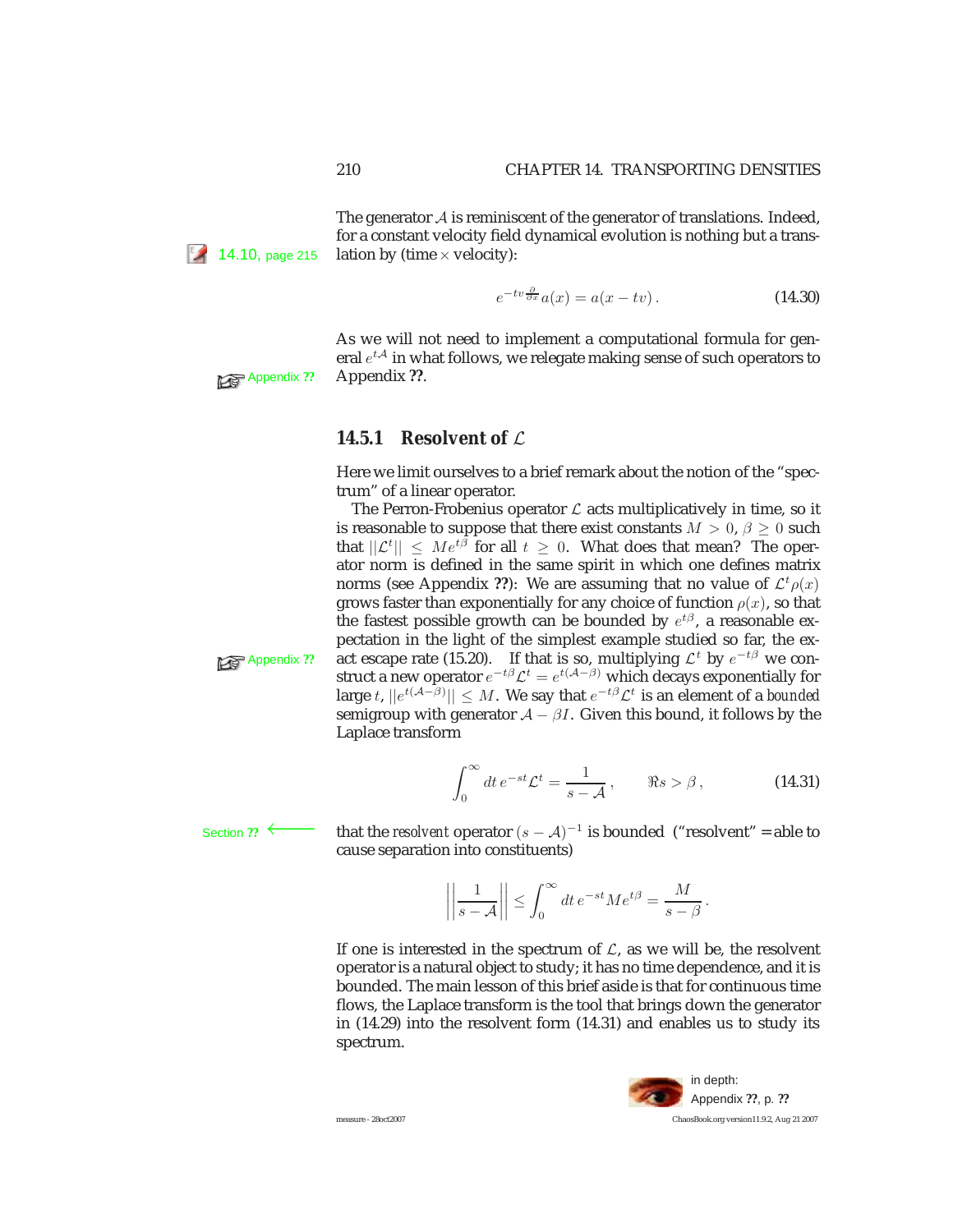The generator $\mathcal{A}$ is reminiscent of the generator of translations. Indeed, for a constant velocity field dynamical evolution is nothing but a translation by (time $\times$ velocity):

14.10, page 215

$$e^{-tv\frac{\partial}{\partial x}}a(x) = a(x - tv)\,. \tag{14.30}$$

As we will not need to implement a computational formula for general $e^{t\mathcal{A}}$ in what follows, we relegate making sense of such operators to Appendix **??**.

Appendix **??**

### 14.5.1 Resolvent of $\mathcal{L}$

Here we limit ourselves to a brief remark about the notion of the "spectrum" of a linear operator.

The Perron-Frobenius operator $\mathcal{L}$ acts multiplicatively in time, so it is reasonable to suppose that there exist constants $M > 0$, $\beta \geq 0$ such that $||\mathcal{L}^t|| \leq Me^{t\beta}$ for all $t \geq 0$. What does that mean? The operator norm is defined in the same spirit in which one defines matrix norms (see Appendix **??**): We are assuming that no value of $\mathcal{L}^t\rho(x)$ grows faster than exponentially for any choice of function $\rho(x)$, so that the fastest possible growth can be bounded by $e^{t\beta}$, a reasonable expectation in the light of the simplest example studied so far, the exact escape rate (15.20). If that is so, multiplying $\mathcal{L}^t$ by $e^{-t\beta}$ we construct a new operator $e^{-t\beta}\mathcal{L}^t = e^{t(\mathcal{A}-\beta)}$ which decays exponentially for large $t$, $||e^{t(\mathcal{A}-\beta)}|| \leq M$. We say that $e^{-t\beta}\mathcal{L}^t$ is an element of a *bounded* semigroup with generator $\mathcal{A} - \beta I$. Given this bound, it follows by the Laplace transform

Appendix **??**

$$\int_0^\infty dt\, e^{-st}\mathcal{L}^t = \frac{1}{s - \mathcal{A}}\,, \qquad \Re s > \beta\,, \tag{14.31}$$

Section **??** ⟵

that the *resolvent* operator $(s - \mathcal{A})^{-1}$ is bounded ("resolvent" = able to cause separation into constituents)

$$\left|\left|\frac{1}{s - \mathcal{A}}\right|\right| \leq \int_0^\infty dt\, e^{-st}Me^{t\beta} = \frac{M}{s - \beta}\,.$$

If one is interested in the spectrum of $\mathcal{L}$, as we will be, the resolvent operator is a natural object to study; it has no time dependence, and it is bounded. The main lesson of this brief aside is that for continuous time flows, the Laplace transform is the tool that brings down the generator in (14.29) into the resolvent form (14.31) and enables us to study its spectrum.

in depth:
Appendix **??**, p. **??**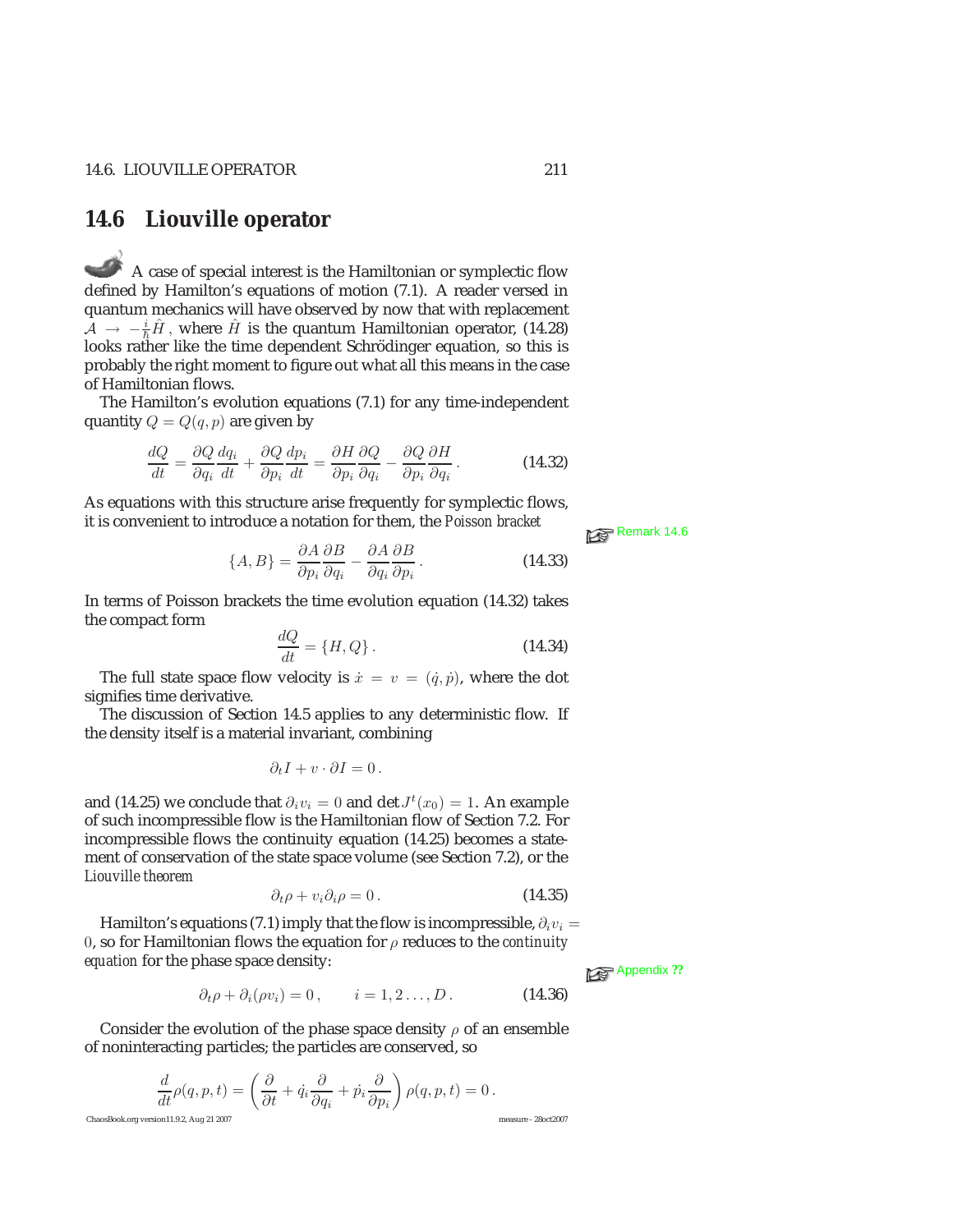## 14.6 Liouville operator

A case of special interest is the Hamiltonian or symplectic flow defined by Hamilton's equations of motion (7.1). A reader versed in quantum mechanics will have observed by now that with replacement $\mathcal{A} \rightarrow -\frac{i}{\hbar}\hat{H}$, where $\hat{H}$ is the quantum Hamiltonian operator, (14.28) looks rather like the time dependent Schrödinger equation, so this is probably the right moment to figure out what all this means in the case of Hamiltonian flows.

The Hamilton's evolution equations (7.1) for any time-independent quantity $Q = Q(q, p)$ are given by

$$\frac{dQ}{dt} = \frac{\partial Q}{\partial q_i}\frac{dq_i}{dt} + \frac{\partial Q}{\partial p_i}\frac{dp_i}{dt} = \frac{\partial H}{\partial p_i}\frac{\partial Q}{\partial q_i} - \frac{\partial Q}{\partial p_i}\frac{\partial H}{\partial q_i}. \qquad (14.32)$$

As equations with this structure arise frequently for symplectic flows, it is convenient to introduce a notation for them, the *Poisson bracket*

Remark 14.6

$$\{A, B\} = \frac{\partial A}{\partial p_i}\frac{\partial B}{\partial q_i} - \frac{\partial A}{\partial q_i}\frac{\partial B}{\partial p_i}. \qquad (14.33)$$

In terms of Poisson brackets the time evolution equation (14.32) takes the compact form

$$\frac{dQ}{dt} = \{H, Q\}. \qquad (14.34)$$

The full state space flow velocity is $\dot{x} = v = (\dot{q}, \dot{p})$, where the dot signifies time derivative.

The discussion of Section 14.5 applies to any deterministic flow. If the density itself is a material invariant, combining

$$\partial_t I + v \cdot \partial I = 0.$$

and (14.25) we conclude that $\partial_i v_i = 0$ and $\det J^t(x_0) = 1$. An example of such incompressible flow is the Hamiltonian flow of Section 7.2. For incompressible flows the continuity equation (14.25) becomes a statement of conservation of the state space volume (see Section 7.2), or the *Liouville theorem*

$$\partial_t \rho + v_i \partial_i \rho = 0. \qquad (14.35)$$

Hamilton's equations (7.1) imply that the flow is incompressible, $\partial_i v_i = 0$, so for Hamiltonian flows the equation for $\rho$ reduces to the *continuity equation* for the phase space density:

Appendix ??

$$\partial_t \rho + \partial_i(\rho v_i) = 0, \qquad i = 1, 2 \ldots, D. \qquad (14.36)$$

Consider the evolution of the phase space density $\rho$ of an ensemble of noninteracting particles; the particles are conserved, so

$$\frac{d}{dt}\rho(q, p, t) = \left(\frac{\partial}{\partial t} + \dot{q}_i\frac{\partial}{\partial q_i} + \dot{p}_i\frac{\partial}{\partial p_i}\right)\rho(q, p, t) = 0.$$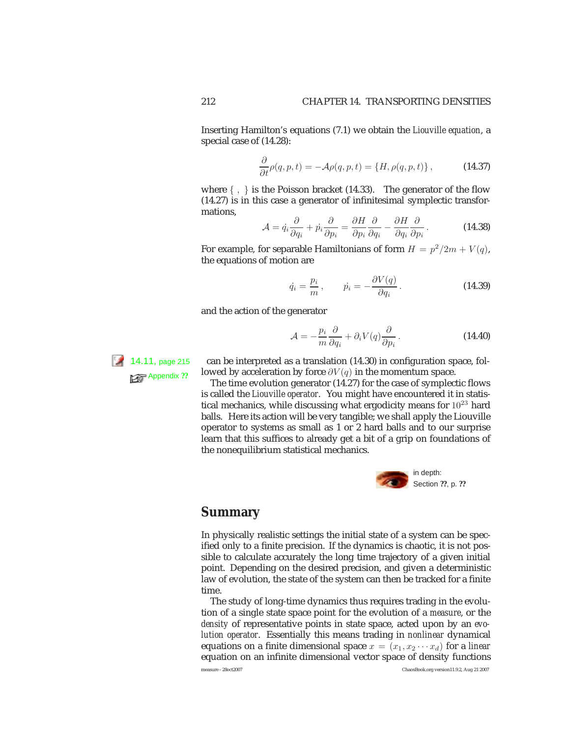Inserting Hamilton's equations (7.1) we obtain the *Liouville equation*, a special case of (14.28):

$$\frac{\partial}{\partial t}\rho(q,p,t) = -\mathcal{A}\rho(q,p,t) = \{H, \rho(q,p,t)\}\,, \tag{14.37}$$

where $\{\ ,\ \}$ is the Poisson bracket (14.33). The generator of the flow (14.27) is in this case a generator of infinitesimal symplectic transformations,

$$\mathcal{A} = \dot{q}_i \frac{\partial}{\partial q_i} + \dot{p}_i \frac{\partial}{\partial p_i} = \frac{\partial H}{\partial p_i}\frac{\partial}{\partial q_i} - \frac{\partial H}{\partial q_i}\frac{\partial}{\partial p_i}\,. \tag{14.38}$$

For example, for separable Hamiltonians of form $H = p^2/2m + V(q)$, the equations of motion are

$$\dot{q}_i = \frac{p_i}{m}\,, \qquad \dot{p}_i = -\frac{\partial V(q)}{\partial q_i}\,. \tag{14.39}$$

and the action of the generator

$$\mathcal{A} = -\frac{p_i}{m}\frac{\partial}{\partial q_i} + \partial_i V(q)\frac{\partial}{\partial p_i}\,. \tag{14.40}$$

14.11, page 215

Appendix ??

can be interpreted as a translation (14.30) in configuration space, followed by acceleration by force $\partial V(q)$ in the momentum space.

The time evolution generator (14.27) for the case of symplectic flows is called the *Liouville operator*. You might have encountered it in statistical mechanics, while discussing what ergodicity means for $10^{23}$ hard balls. Here its action will be very tangible; we shall apply the Liouville operator to systems as small as 1 or 2 hard balls and to our surprise learn that this suffices to already get a bit of a grip on foundations of the nonequilibrium statistical mechanics.

in depth:
Section **??**, p. **??**

## Summary

In physically realistic settings the initial state of a system can be specified only to a finite precision. If the dynamics is chaotic, it is not possible to calculate accurately the long time trajectory of a given initial point. Depending on the desired precision, and given a deterministic law of evolution, the state of the system can then be tracked for a finite time.

The study of long-time dynamics thus requires trading in the evolution of a single state space point for the evolution of a *measure*, or the *density* of representative points in state space, acted upon by an *evolution operator*. Essentially this means trading in *nonlinear* dynamical equations on a finite dimensional space $x = (x_1, x_2 \cdots x_d)$ for a *linear* equation on an infinite dimensional vector space of density functions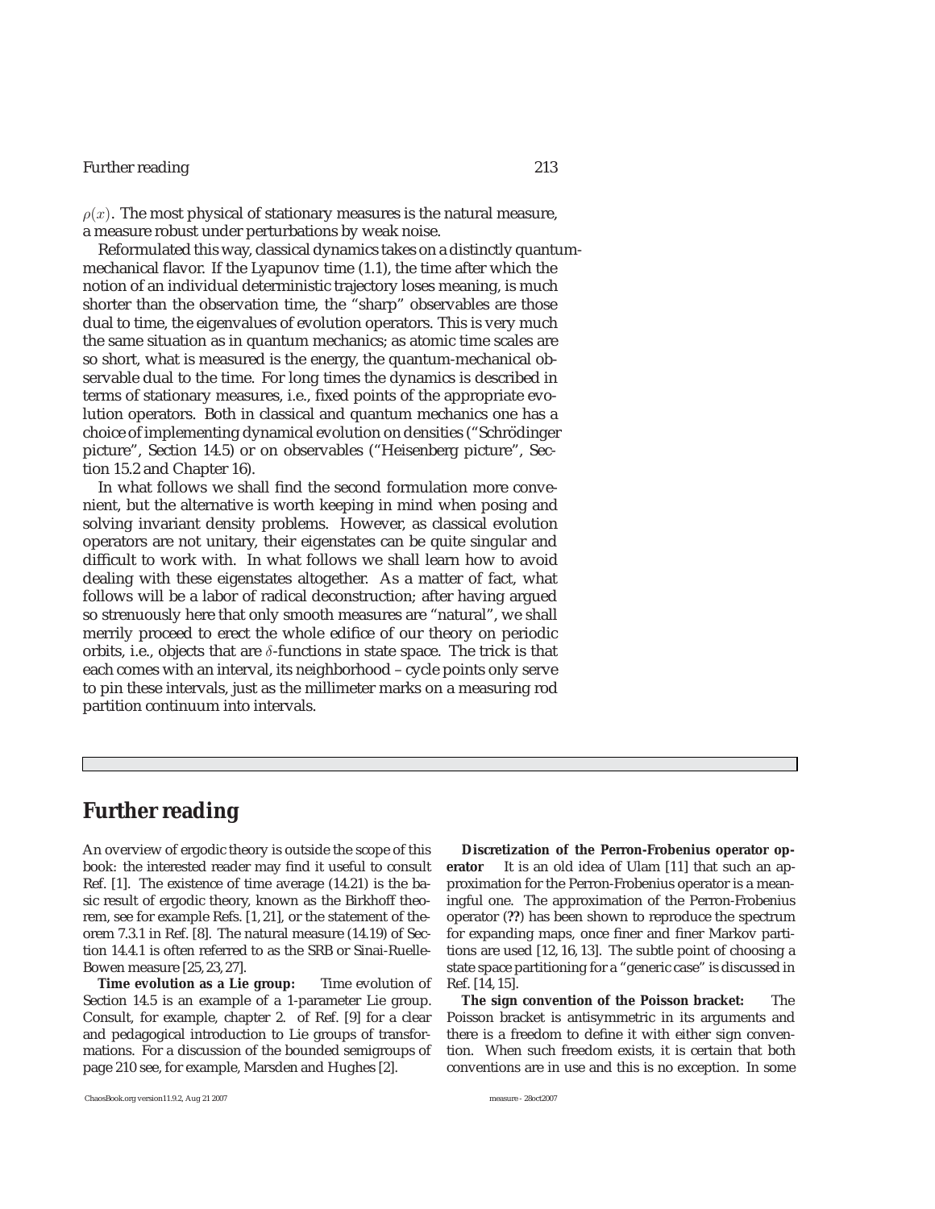$\rho(x)$. The most physical of stationary measures is the natural measure, a measure robust under perturbations by weak noise.

Reformulated this way, classical dynamics takes on a distinctly quantum-mechanical flavor. If the Lyapunov time (1.1), the time after which the notion of an individual deterministic trajectory loses meaning, is much shorter than the observation time, the "sharp" observables are those dual to time, the eigenvalues of evolution operators. This is very much the same situation as in quantum mechanics; as atomic time scales are so short, what is measured is the energy, the quantum-mechanical observable dual to the time. For long times the dynamics is described in terms of stationary measures, i.e., fixed points of the appropriate evolution operators. Both in classical and quantum mechanics one has a choice of implementing dynamical evolution on densities ("Schrödinger picture", Section 14.5) or on observables ("Heisenberg picture", Section 15.2 and Chapter 16).

In what follows we shall find the second formulation more convenient, but the alternative is worth keeping in mind when posing and solving invariant density problems. However, as classical evolution operators are not unitary, their eigenstates can be quite singular and difficult to work with. In what follows we shall learn how to avoid dealing with these eigenstates altogether. As a matter of fact, what follows will be a labor of radical deconstruction; after having argued so strenuously here that only smooth measures are "natural", we shall merrily proceed to erect the whole edifice of our theory on periodic orbits, i.e., objects that are $\delta$-functions in state space. The trick is that each comes with an interval, its neighborhood – cycle points only serve to pin these intervals, just as the millimeter marks on a measuring rod partition continuum into intervals.

## Further reading

An overview of ergodic theory is outside the scope of this book: the interested reader may find it useful to consult Ref. [1]. The existence of time average (14.21) is the basic result of ergodic theory, known as the Birkhoff theorem, see for example Refs. [1, 21], or the statement of theorem 7.3.1 in Ref. [8]. The natural measure (14.19) of Section 14.4.1 is often referred to as the SRB or Sinai-Ruelle-Bowen measure [25, 23, 27].

**Time evolution as a Lie group:** Time evolution of Section 14.5 is an example of a 1-parameter Lie group. Consult, for example, chapter 2. of Ref. [9] for a clear and pedagogical introduction to Lie groups of transformations. For a discussion of the bounded semigroups of page 210 see, for example, Marsden and Hughes [2].

**Discretization of the Perron-Frobenius operator operator** It is an old idea of Ulam [11] that such an approximation for the Perron-Frobenius operator is a meaningful one. The approximation of the Perron-Frobenius operator (**??**) has been shown to reproduce the spectrum for expanding maps, once finer and finer Markov partitions are used [12, 16, 13]. The subtle point of choosing a state space partitioning for a "generic case" is discussed in Ref. [14, 15].

**The sign convention of the Poisson bracket:** The Poisson bracket is antisymmetric in its arguments and there is a freedom to define it with either sign convention. When such freedom exists, it is certain that both conventions are in use and this is no exception. In some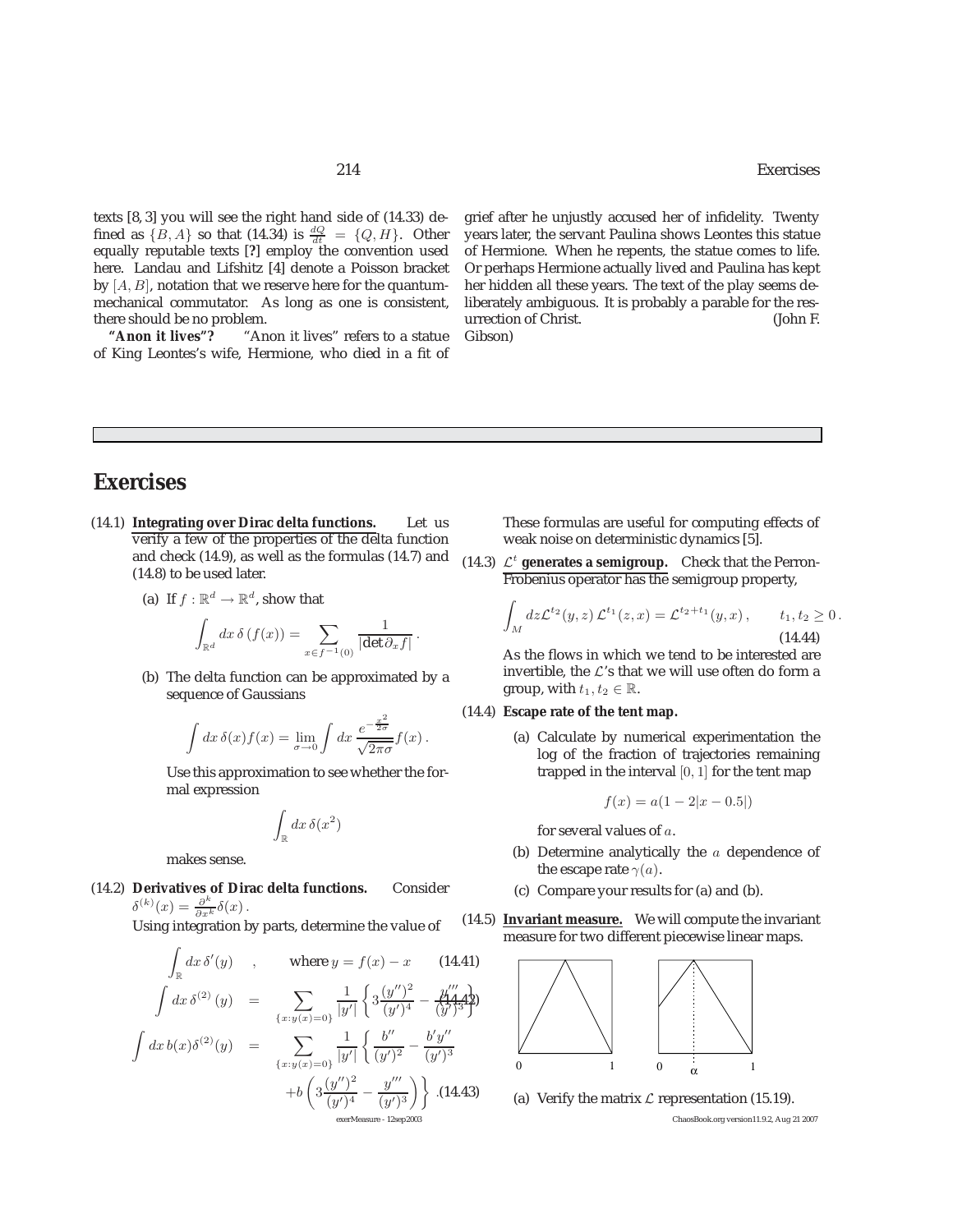texts [8, 3] you will see the right hand side of (14.33) defined as $\{B, A\}$ so that (14.34) is $\frac{dQ}{dt} = \{Q, H\}$. Other equally reputable texts [?] employ the convention used here. Landau and Lifshitz [4] denote a Poisson bracket by $[A, B]$, notation that we reserve here for the quantum-mechanical commutator. As long as one is consistent, there should be no problem.

**"Anon it lives"?** "Anon it lives" refers to a statue of King Leontes's wife, Hermione, who died in a fit of grief after he unjustly accused her of infidelity. Twenty years later, the servant Paulina shows Leontes this statue of Hermione. When he repents, the statue comes to life. Or perhaps Hermione actually lived and Paulina has kept her hidden all these years. The text of the play seems deliberately ambiguous. It is probably a parable for the resurrection of Christ. (John F. Gibson)

## Exercises

(14.1) **Integrating over Dirac delta functions.** Let us verify a few of the properties of the delta function and check (14.9), as well as the formulas (14.7) and (14.8) to be used later.

(a) If $f : \mathbb{R}^d \to \mathbb{R}^d$, show that

$$\int_{\mathbb{R}^d} dx\, \delta\left(f(x)\right) = \sum_{x \in f^{-1}(0)} \frac{1}{|\det \partial_x f|}\,.$$

(b) The delta function can be approximated by a sequence of Gaussians

$$\int dx\, \delta(x) f(x) = \lim_{\sigma \to 0} \int dx\, \frac{e^{-\frac{x^2}{2\sigma}}}{\sqrt{2\pi\sigma}} f(x)\,.$$

Use this approximation to see whether the formal expression

$$\int_{\mathbb{R}} dx\, \delta(x^2)$$

makes sense.

(14.2) **Derivatives of Dirac delta functions.** Consider $\delta^{(k)}(x) = \frac{\partial^k}{\partial x^k}\delta(x)$.

Using integration by parts, determine the value of

$$\int_{\mathbb{R}} dx\, \delta'(y) \quad , \qquad \text{where } y = f(x) - x \qquad (14.41)$$

$$\int dx\, \delta^{(2)}(y) \;=\; \sum_{\{x:y(x)=0\}} \frac{1}{|y'|}\left\{3\frac{(y'')^2}{(y')^4} - \frac{y'''}{(y')^3}\right\} \qquad (14.42)$$

$$\int dx\, b(x)\delta^{(2)}(y) \;=\; \sum_{\{x:y(x)=0\}} \frac{1}{|y'|}\left\{\frac{b''}{(y')^2} - \frac{b'y''}{(y')^3} + b\left(3\frac{(y'')^2}{(y')^4} - \frac{y'''}{(y')^3}\right)\right\}. \qquad (14.43)$$

These formulas are useful for computing effects of weak noise on deterministic dynamics [5].

(14.3) $\mathcal{L}^t$ **generates a semigroup.** Check that the Perron-Frobenius operator has the semigroup property,

$$\int_M dz \mathcal{L}^{t_2}(y, z)\, \mathcal{L}^{t_1}(z, x) = \mathcal{L}^{t_2+t_1}(y, x)\,, \qquad t_1, t_2 \geq 0\,. \qquad (14.44)$$

As the flows in which we tend to be interested are invertible, the $\mathcal{L}$'s that we will use often do form a group, with $t_1, t_2 \in \mathbb{R}$.

(14.4) **Escape rate of the tent map.**

(a) Calculate by numerical experimentation the log of the fraction of trajectories remaining trapped in the interval $[0, 1]$ for the tent map

$$f(x) = a(1 - 2|x - 0.5|)$$

for several values of $a$.

(b) Determine analytically the $a$ dependence of the escape rate $\gamma(a)$.

(c) Compare your results for (a) and (b).

(14.5) **Invariant measure.** We will compute the invariant measure for two different piecewise linear maps.

(a) Verify the matrix $\mathcal{L}$ representation (15.19).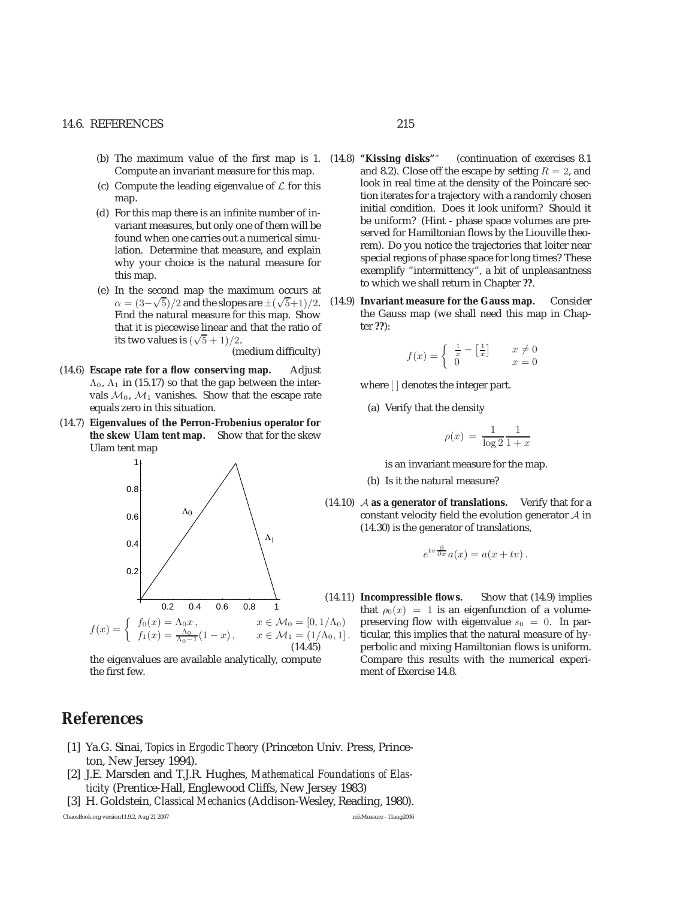(b) The maximum value of the first map is 1. Compute an invariant measure for this map.

(c) Compute the leading eigenvalue of $\mathcal{L}$ for this map.

(d) For this map there is an infinite number of invariant measures, but only one of them will be found when one carries out a numerical simulation. Determine that measure, and explain why your choice is the natural measure for this map.

(e) In the second map the maximum occurs at $\alpha = (3-\sqrt{5})/2$ and the slopes are $\pm(\sqrt{5}+1)/2$. Find the natural measure for this map. Show that it is piecewise linear and that the ratio of its two values is $(\sqrt{5}+1)/2$.

(medium difficulty)

(14.6) **Escape rate for a flow conserving map.** Adjust $\Lambda_0$, $\Lambda_1$ in (15.17) so that the gap between the intervals $\mathcal{M}_0$, $\mathcal{M}_1$ vanishes. Show that the escape rate equals zero in this situation.

(14.7) **Eigenvalues of the Perron-Frobenius operator for the skew Ulam tent map.** Show that for the skew Ulam tent map

$$f(x) = \begin{cases} f_0(x) = \Lambda_0 x\,, & x \in \mathcal{M}_0 = [0, 1/\Lambda_0) \\ f_1(x) = \frac{\Lambda_0}{\Lambda_0 - 1}(1-x)\,, & x \in \mathcal{M}_1 = (1/\Lambda_0, 1]\,. \end{cases} \tag{14.45}$$

the eigenvalues are available analytically, compute the first few.

(14.8) **"Kissing disks"**\* (continuation of exercises 8.1 and 8.2). Close off the escape by setting $R = 2$, and look in real time at the density of the Poincaré section iterates for a trajectory with a randomly chosen initial condition. Does it look uniform? Should it be uniform? (Hint - phase space volumes are preserved for Hamiltonian flows by the Liouville theorem). Do you notice the trajectories that loiter near special regions of phase space for long times? These exemplify "intermittency", a bit of unpleasantness to which we shall return in Chapter **??**.

(14.9) **Invariant measure for the Gauss map.** Consider the Gauss map (we shall need this map in Chapter **??**):

$$f(x) = \begin{cases} \frac{1}{x} - \left[\frac{1}{x}\right] & x \neq 0 \\ 0 & x = 0 \end{cases}$$

where [ ] denotes the integer part.

(a) Verify that the density

$$\rho(x) = \frac{1}{\log 2}\frac{1}{1+x}$$

is an invariant measure for the map.

(b) Is it the natural measure?

(14.10) $\mathcal{A}$ **as a generator of translations.** Verify that for a constant velocity field the evolution generator $\mathcal{A}$ in (14.30) is the generator of translations,

$$e^{tv\frac{\partial}{\partial x}} a(x) = a(x + tv)\,.$$

(14.11) **Incompressible flows.** Show that (14.9) implies that $\rho_0(x) = 1$ is an eigenfunction of a volume-preserving flow with eigenvalue $s_0 = 0$. In particular, this implies that the natural measure of hyperbolic and mixing Hamiltonian flows is uniform. Compare this results with the numerical experiment of Exercise 14.8.

## References

[1] Ya.G. Sinai, *Topics in Ergodic Theory* (Princeton Univ. Press, Princeton, New Jersey 1994).

[2] J.E. Marsden and T.J.R. Hughes, *Mathematical Foundations of Elasticity* (Prentice-Hall, Englewood Cliffs, New Jersey 1983)

[3] H. Goldstein, *Classical Mechanics* (Addison-Wesley, Reading, 1980).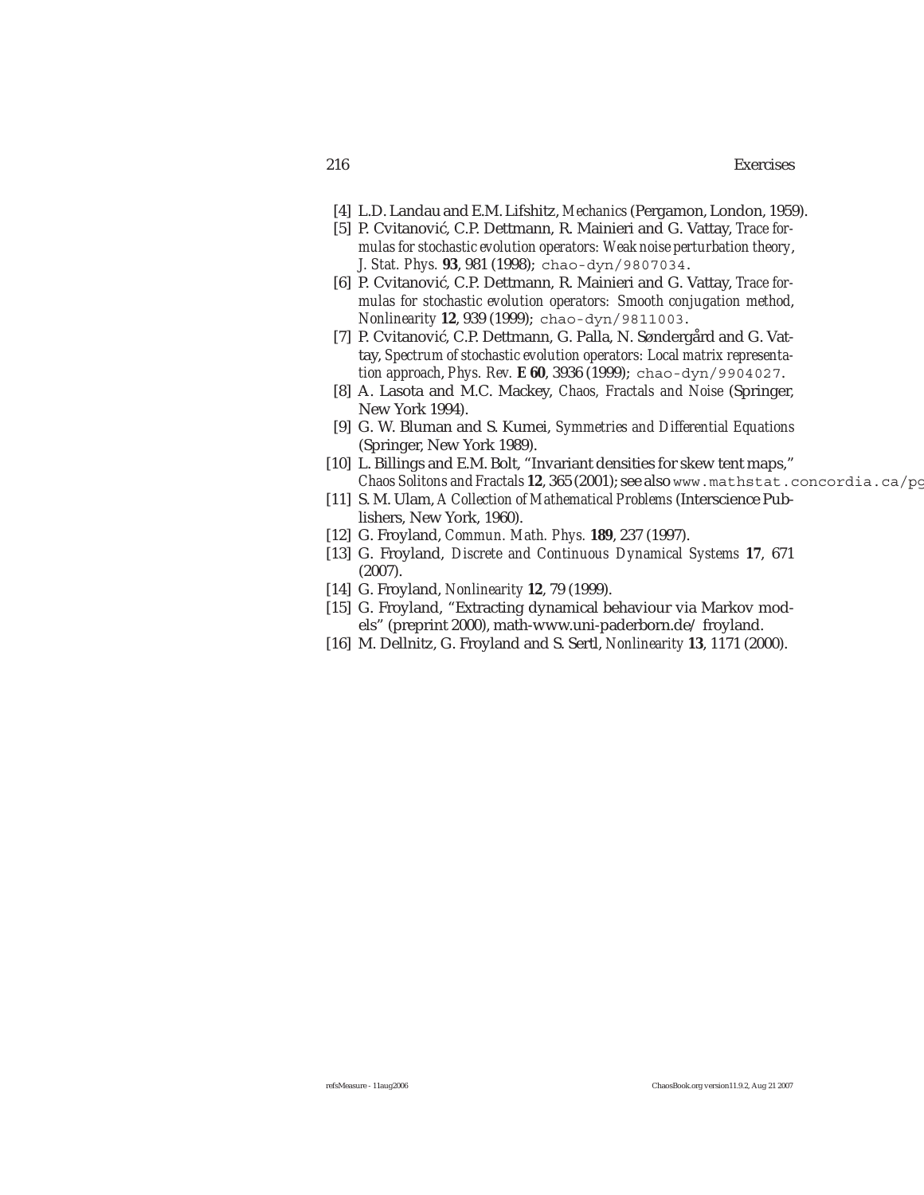[4] L.D. Landau and E.M. Lifshitz, *Mechanics* (Pergamon, London, 1959).

[5] P. Cvitanović, C.P. Dettmann, R. Mainieri and G. Vattay, *Trace formulas for stochastic evolution operators: Weak noise perturbation theory*, *J. Stat. Phys.* **93**, 981 (1998); `chao-dyn/9807034`.

[6] P. Cvitanović, C.P. Dettmann, R. Mainieri and G. Vattay, *Trace formulas for stochastic evolution operators: Smooth conjugation method*, *Nonlinearity* **12**, 939 (1999); `chao-dyn/9811003`.

[7] P. Cvitanović, C.P. Dettmann, G. Palla, N. Søndergård and G. Vattay, *Spectrum of stochastic evolution operators: Local matrix representation approach*, *Phys. Rev.* **E 60**, 3936 (1999); `chao-dyn/9904027`.

[8] A. Lasota and M.C. Mackey, *Chaos, Fractals and Noise* (Springer, New York 1994).

[9] G. W. Bluman and S. Kumei, *Symmetries and Differential Equations* (Springer, New York 1989).

[10] L. Billings and E.M. Bolt, "Invariant densities for skew tent maps," *Chaos Solitons and Fractals* **12**, 365 (2001); see also `www.mathstat.concordia.ca/pg`

[11] S. M. Ulam, *A Collection of Mathematical Problems* (Interscience Publishers, New York, 1960).

[12] G. Froyland, *Commun. Math. Phys.* **189**, 237 (1997).

[13] G. Froyland, *Discrete and Continuous Dynamical Systems* **17**, 671 (2007).

[14] G. Froyland, *Nonlinearity* **12**, 79 (1999).

[15] G. Froyland, "Extracting dynamical behaviour via Markov models" (preprint 2000), math-www.uni-paderborn.de/ froyland.

[16] M. Dellnitz, G. Froyland and S. Sertl, *Nonlinearity* **13**, 1171 (2000).